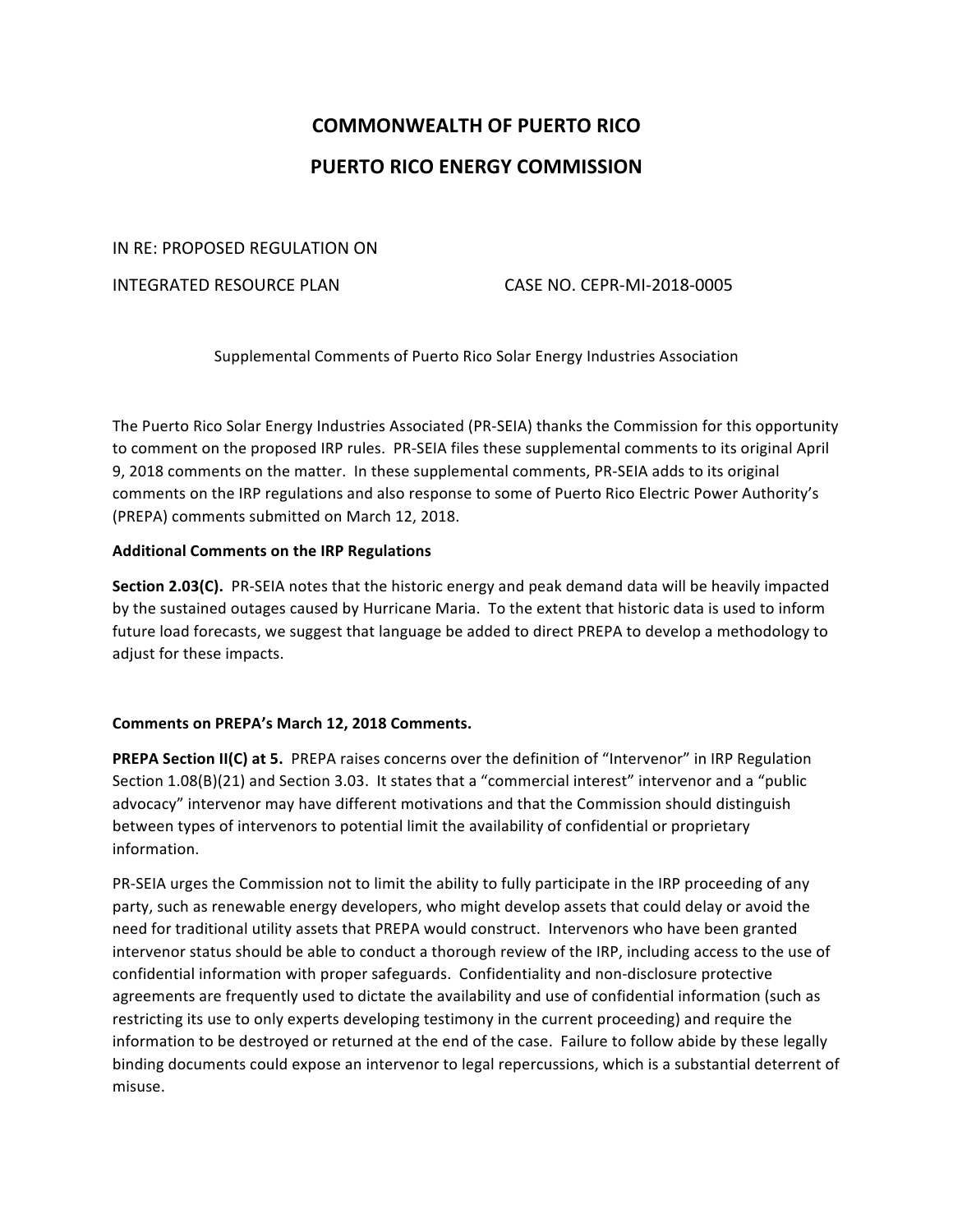# COMMONWEALTH OF PUERTO RICO

# PUERTO RICO ENERGY COMMISSION

IN RE: PROPOSED REGULATION ON

INTEGRATED RESOURCE PLAN CASE NO. CEPR-MI-2018-0005

Supplemental Comments of Puerto Rico Solar Energy Industries Association

The Puerto Rico Solar Energy Industries Associated (PR-SEIA) thanks the Commission for this opportunity to comment on the proposed IRP rules. PR-SEIA files these supplemental comments to its original April 9, 2018 comments on the matter. In these supplemental comments, PR-SEIA adds to its original comments on the IRP regulations and also response to some of Puerto Rico Electric Power Authority's (PREPA) comments submitted on March 12, 2018.

**Additional Comments on the IRP Regulations**

**Section 2.03(C).** PR-SEIA notes that the historic energy and peak demand data will be heavily impacted by the sustained outages caused by Hurricane Maria. To the extent that historic data is used to inform future load forecasts, we suggest that language be added to direct PREPA to develop a methodology to adjust for these impacts.

**Comments on PREPA's March 12, 2018 Comments.**

**PREPA Section II(C) at 5.** PREPA raises concerns over the definition of "Intervenor" in IRP Regulation Section 1.08(B)(21) and Section 3.03. It states that a "commercial interest" intervenor and a "public advocacy" intervenor may have different motivations and that the Commission should distinguish between types of intervenors to potential limit the availability of confidential or proprietary information.

PR-SEIA urges the Commission not to limit the ability to fully participate in the IRP proceeding of any party, such as renewable energy developers, who might develop assets that could delay or avoid the need for traditional utility assets that PREPA would construct. Intervenors who have been granted intervenor status should be able to conduct a thorough review of the IRP, including access to the use of confidential information with proper safeguards. Confidentiality and non-disclosure protective agreements are frequently used to dictate the availability and use of confidential information (such as restricting its use to only experts developing testimony in the current proceeding) and require the information to be destroyed or returned at the end of the case. Failure to follow abide by these legally binding documents could expose an intervenor to legal repercussions, which is a substantial deterrent of misuse.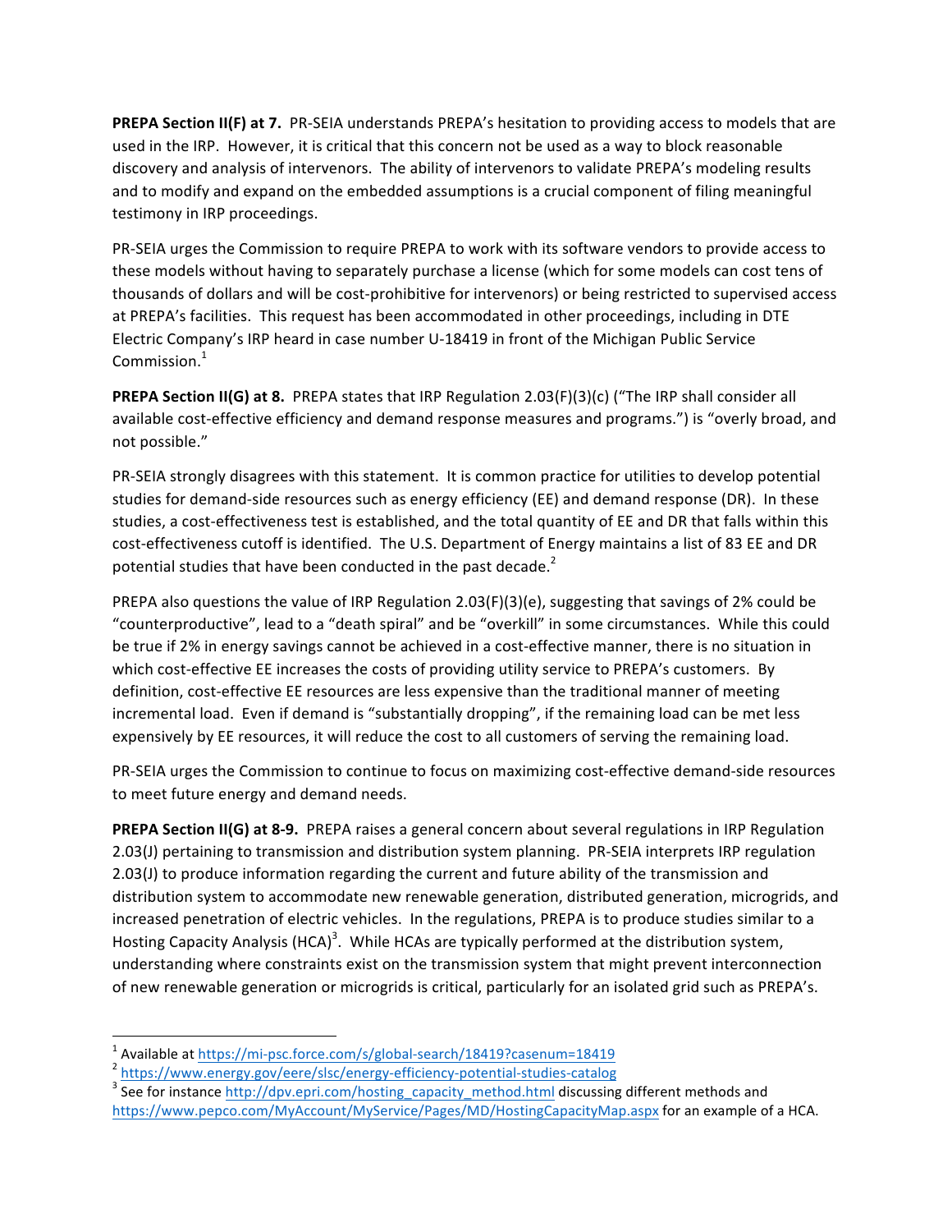**PREPA Section II(F) at 7.** PR-SEIA understands PREPA's hesitation to providing access to models that are used in the IRP. However, it is critical that this concern not be used as a way to block reasonable discovery and analysis of intervenors. The ability of intervenors to validate PREPA's modeling results and to modify and expand on the embedded assumptions is a crucial component of filing meaningful testimony in IRP proceedings.

PR-SEIA urges the Commission to require PREPA to work with its software vendors to provide access to these models without having to separately purchase a license (which for some models can cost tens of thousands of dollars and will be cost-prohibitive for intervenors) or being restricted to supervised access at PREPA's facilities. This request has been accommodated in other proceedings, including in DTE Electric Company's IRP heard in case number U-18419 in front of the Michigan Public Service Commission.[1]

**PREPA Section II(G) at 8.** PREPA states that IRP Regulation 2.03(F)(3)(c) ("The IRP shall consider all available cost-effective efficiency and demand response measures and programs.") is "overly broad, and not possible."

PR-SEIA strongly disagrees with this statement. It is common practice for utilities to develop potential studies for demand-side resources such as energy efficiency (EE) and demand response (DR). In these studies, a cost-effectiveness test is established, and the total quantity of EE and DR that falls within this cost-effectiveness cutoff is identified. The U.S. Department of Energy maintains a list of 83 EE and DR potential studies that have been conducted in the past decade.[2]

PREPA also questions the value of IRP Regulation 2.03(F)(3)(e), suggesting that savings of 2% could be "counterproductive", lead to a "death spiral" and be "overkill" in some circumstances. While this could be true if 2% in energy savings cannot be achieved in a cost-effective manner, there is no situation in which cost-effective EE increases the costs of providing utility service to PREPA's customers. By definition, cost-effective EE resources are less expensive than the traditional manner of meeting incremental load. Even if demand is "substantially dropping", if the remaining load can be met less expensively by EE resources, it will reduce the cost to all customers of serving the remaining load.

PR-SEIA urges the Commission to continue to focus on maximizing cost-effective demand-side resources to meet future energy and demand needs.

**PREPA Section II(G) at 8-9.** PREPA raises a general concern about several regulations in IRP Regulation 2.03(J) pertaining to transmission and distribution system planning. PR-SEIA interprets IRP regulation 2.03(J) to produce information regarding the current and future ability of the transmission and distribution system to accommodate new renewable generation, distributed generation, microgrids, and increased penetration of electric vehicles. In the regulations, PREPA is to produce studies similar to a Hosting Capacity Analysis (HCA)[3]. While HCAs are typically performed at the distribution system, understanding where constraints exist on the transmission system that might prevent interconnection of new renewable generation or microgrids is critical, particularly for an isolated grid such as PREPA's.

---

[1] Available at https://mi-psc.force.com/s/global-search/18419?casenum=18419

[2] https://www.energy.gov/eere/slsc/energy-efficiency-potential-studies-catalog

[3] See for instance http://dpv.epri.com/hosting_capacity_method.html discussing different methods and https://www.pepco.com/MyAccount/MyService/Pages/MD/HostingCapacityMap.aspx for an example of a HCA.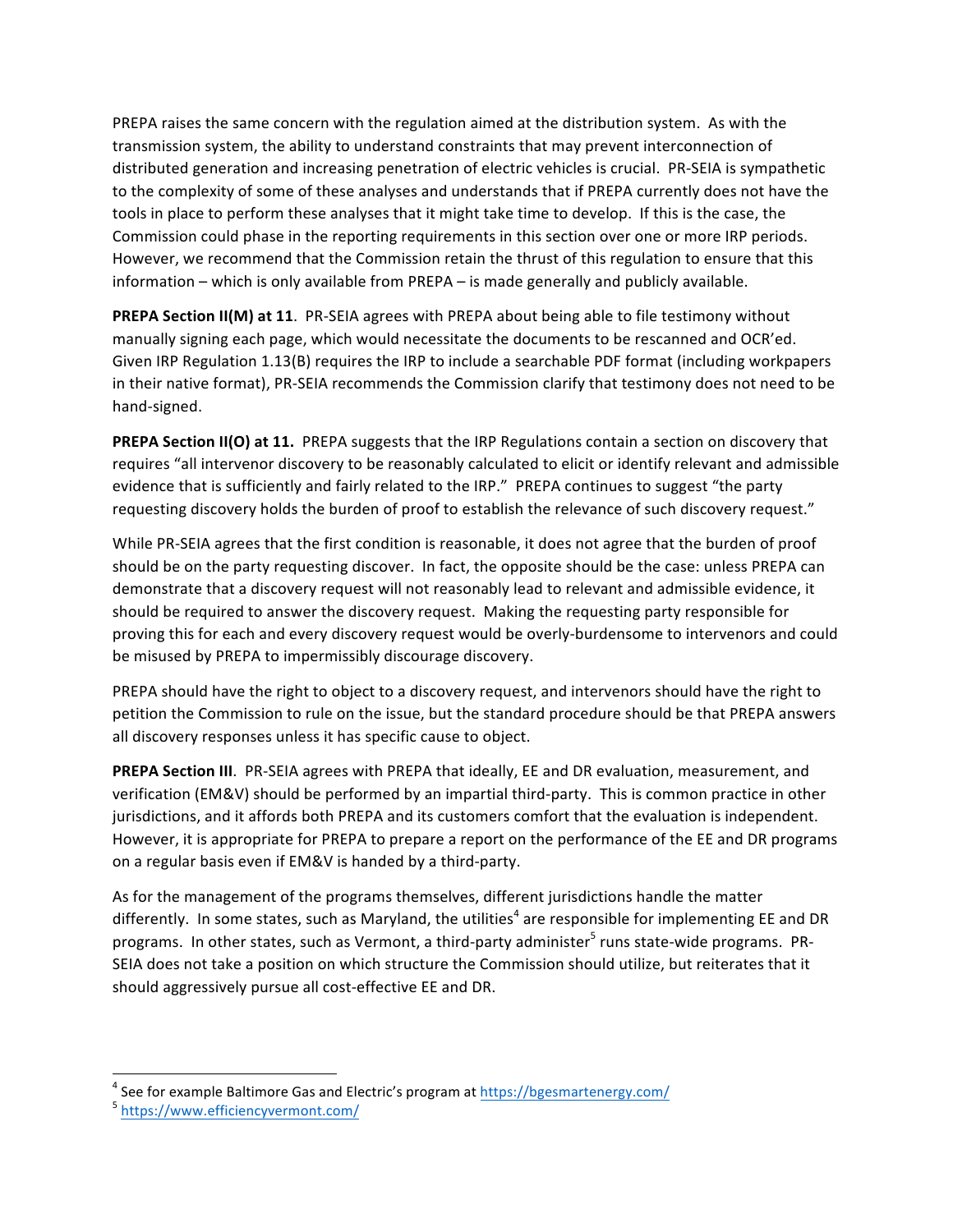PREPA raises the same concern with the regulation aimed at the distribution system. As with the transmission system, the ability to understand constraints that may prevent interconnection of distributed generation and increasing penetration of electric vehicles is crucial. PR-SEIA is sympathetic to the complexity of some of these analyses and understands that if PREPA currently does not have the tools in place to perform these analyses that it might take time to develop. If this is the case, the Commission could phase in the reporting requirements in this section over one or more IRP periods. However, we recommend that the Commission retain the thrust of this regulation to ensure that this information – which is only available from PREPA – is made generally and publicly available.

**PREPA Section II(M) at 11**. PR-SEIA agrees with PREPA about being able to file testimony without manually signing each page, which would necessitate the documents to be rescanned and OCR'ed. Given IRP Regulation 1.13(B) requires the IRP to include a searchable PDF format (including workpapers in their native format), PR-SEIA recommends the Commission clarify that testimony does not need to be hand-signed.

**PREPA Section II(O) at 11.** PREPA suggests that the IRP Regulations contain a section on discovery that requires "all intervenor discovery to be reasonably calculated to elicit or identify relevant and admissible evidence that is sufficiently and fairly related to the IRP." PREPA continues to suggest "the party requesting discovery holds the burden of proof to establish the relevance of such discovery request."

While PR-SEIA agrees that the first condition is reasonable, it does not agree that the burden of proof should be on the party requesting discover. In fact, the opposite should be the case: unless PREPA can demonstrate that a discovery request will not reasonably lead to relevant and admissible evidence, it should be required to answer the discovery request. Making the requesting party responsible for proving this for each and every discovery request would be overly-burdensome to intervenors and could be misused by PREPA to impermissibly discourage discovery.

PREPA should have the right to object to a discovery request, and intervenors should have the right to petition the Commission to rule on the issue, but the standard procedure should be that PREPA answers all discovery responses unless it has specific cause to object.

**PREPA Section III**. PR-SEIA agrees with PREPA that ideally, EE and DR evaluation, measurement, and verification (EM&V) should be performed by an impartial third-party. This is common practice in other jurisdictions, and it affords both PREPA and its customers comfort that the evaluation is independent. However, it is appropriate for PREPA to prepare a report on the performance of the EE and DR programs on a regular basis even if EM&V is handed by a third-party.

As for the management of the programs themselves, different jurisdictions handle the matter differently. In some states, such as Maryland, the utilities[4] are responsible for implementing EE and DR programs. In other states, such as Vermont, a third-party administer[5] runs state-wide programs. PR-SEIA does not take a position on which structure the Commission should utilize, but reiterates that it should aggressively pursue all cost-effective EE and DR.

[4] See for example Baltimore Gas and Electric's program at https://bgesmartenergy.com/

[5] https://www.efficiencyvermont.com/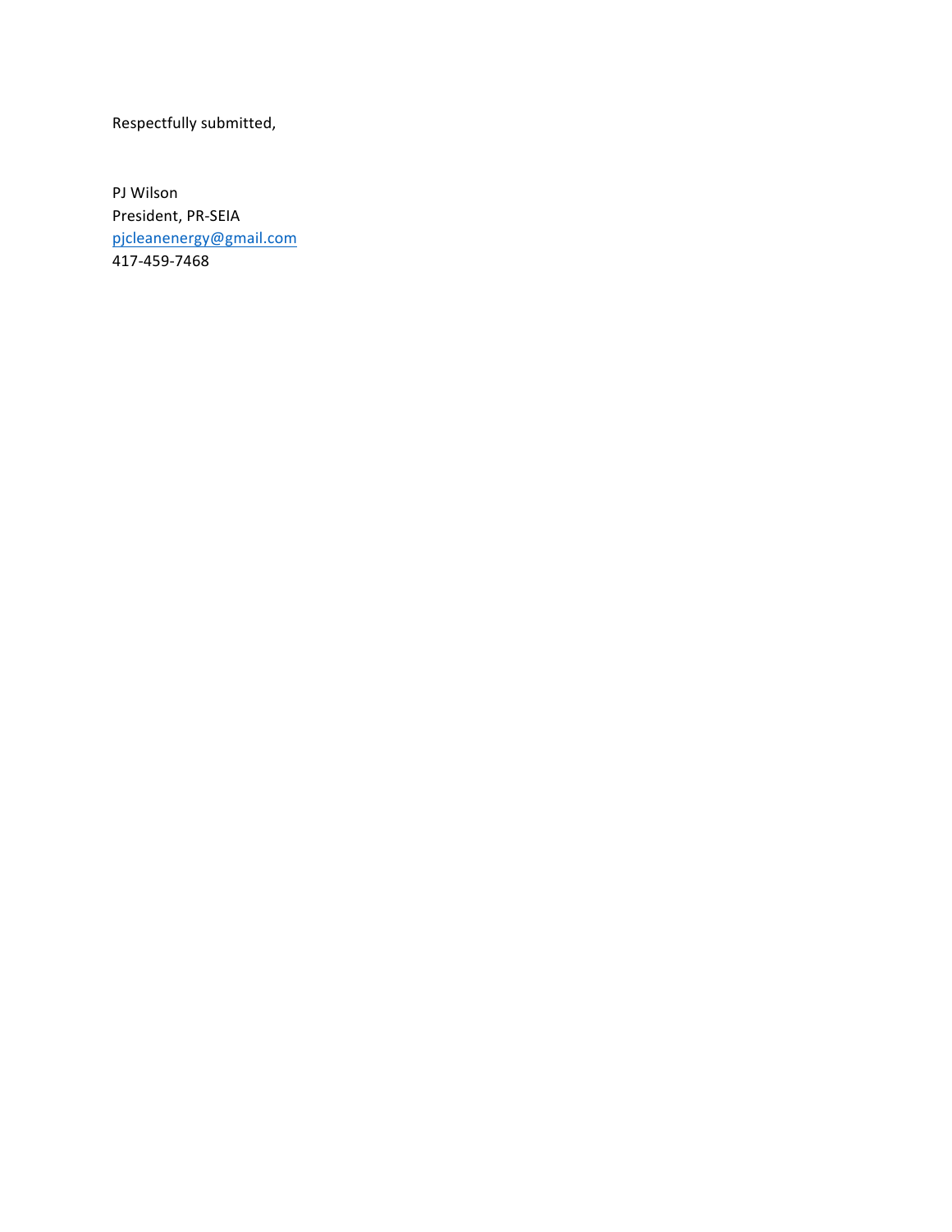Respectfully submitted,

PJ Wilson
President, PR-SEIA
pjcleanenergy@gmail.com
417-459-7468